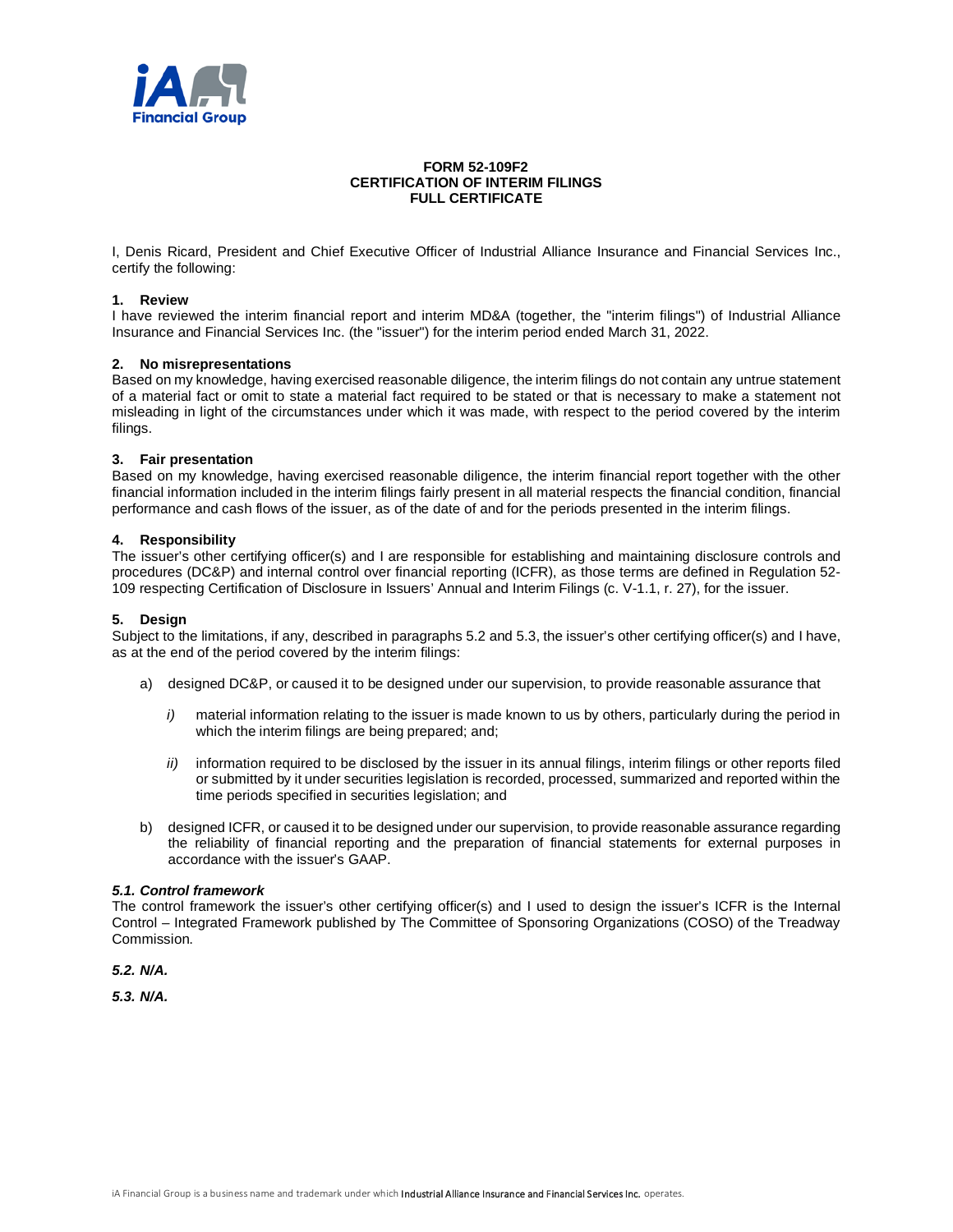# FORM 52-109F2
# CERTIFICATION OF INTERIM FILINGS
# FULL CERTIFICATE

I, Denis Ricard, President and Chief Executive Officer of Industrial Alliance Insurance and Financial Services Inc., certify the following:

**1. Review**
I have reviewed the interim financial report and interim MD&A (together, the "interim filings") of Industrial Alliance Insurance and Financial Services Inc. (the "issuer") for the interim period ended March 31, 2022.

**2. No misrepresentations**
Based on my knowledge, having exercised reasonable diligence, the interim filings do not contain any untrue statement of a material fact or omit to state a material fact required to be stated or that is necessary to make a statement not misleading in light of the circumstances under which it was made, with respect to the period covered by the interim filings.

**3. Fair presentation**
Based on my knowledge, having exercised reasonable diligence, the interim financial report together with the other financial information included in the interim filings fairly present in all material respects the financial condition, financial performance and cash flows of the issuer, as of the date of and for the periods presented in the interim filings.

**4. Responsibility**
The issuer's other certifying officer(s) and I are responsible for establishing and maintaining disclosure controls and procedures (DC&P) and internal control over financial reporting (ICFR), as those terms are defined in Regulation 52-109 respecting Certification of Disclosure in Issuers' Annual and Interim Filings (c. V-1.1, r. 27), for the issuer.

**5. Design**
Subject to the limitations, if any, described in paragraphs 5.2 and 5.3, the issuer's other certifying officer(s) and I have, as at the end of the period covered by the interim filings:

a) designed DC&P, or caused it to be designed under our supervision, to provide reasonable assurance that

   *i)* material information relating to the issuer is made known to us by others, particularly during the period in which the interim filings are being prepared; and;

   *ii)* information required to be disclosed by the issuer in its annual filings, interim filings or other reports filed or submitted by it under securities legislation is recorded, processed, summarized and reported within the time periods specified in securities legislation; and

b) designed ICFR, or caused it to be designed under our supervision, to provide reasonable assurance regarding the reliability of financial reporting and the preparation of financial statements for external purposes in accordance with the issuer's GAAP.

***5.1. Control framework***
The control framework the issuer's other certifying officer(s) and I used to design the issuer's ICFR is the Internal Control – Integrated Framework published by The Committee of Sponsoring Organizations (COSO) of the Treadway Commission.

***5.2. N/A.***

***5.3. N/A.***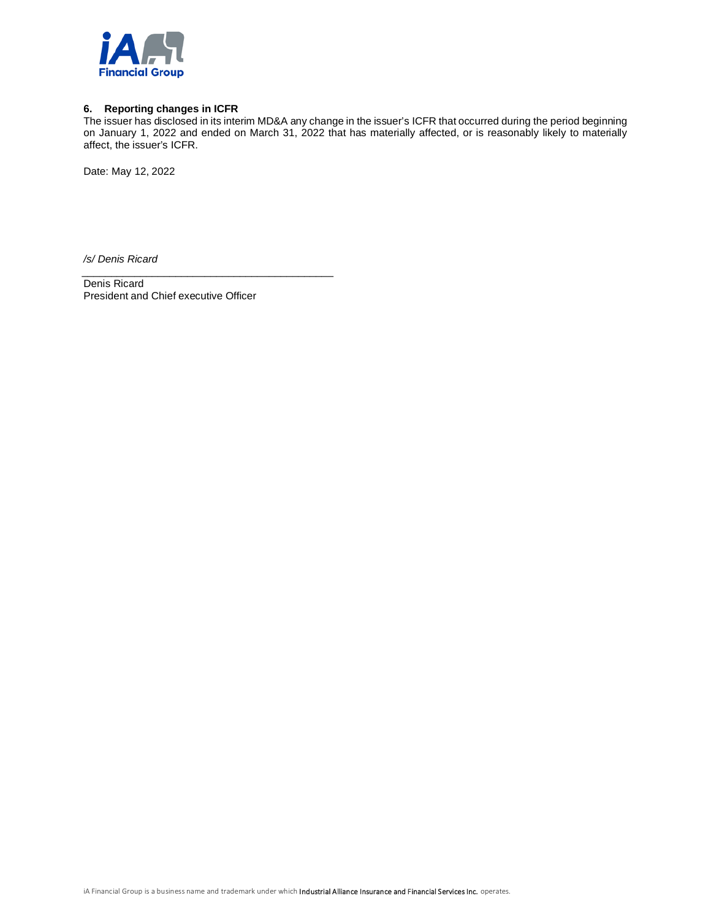### 6. Reporting changes in ICFR

The issuer has disclosed in its interim MD&A any change in the issuer's ICFR that occurred during the period beginning on January 1, 2022 and ended on March 31, 2022 that has materially affected, or is reasonably likely to materially affect, the issuer's ICFR.

Date: May 12, 2022

*/s/ Denis Ricard*

Denis Ricard
President and Chief executive Officer

iA Financial Group is a business name and trademark under which Industrial Alliance Insurance and Financial Services Inc. operates.